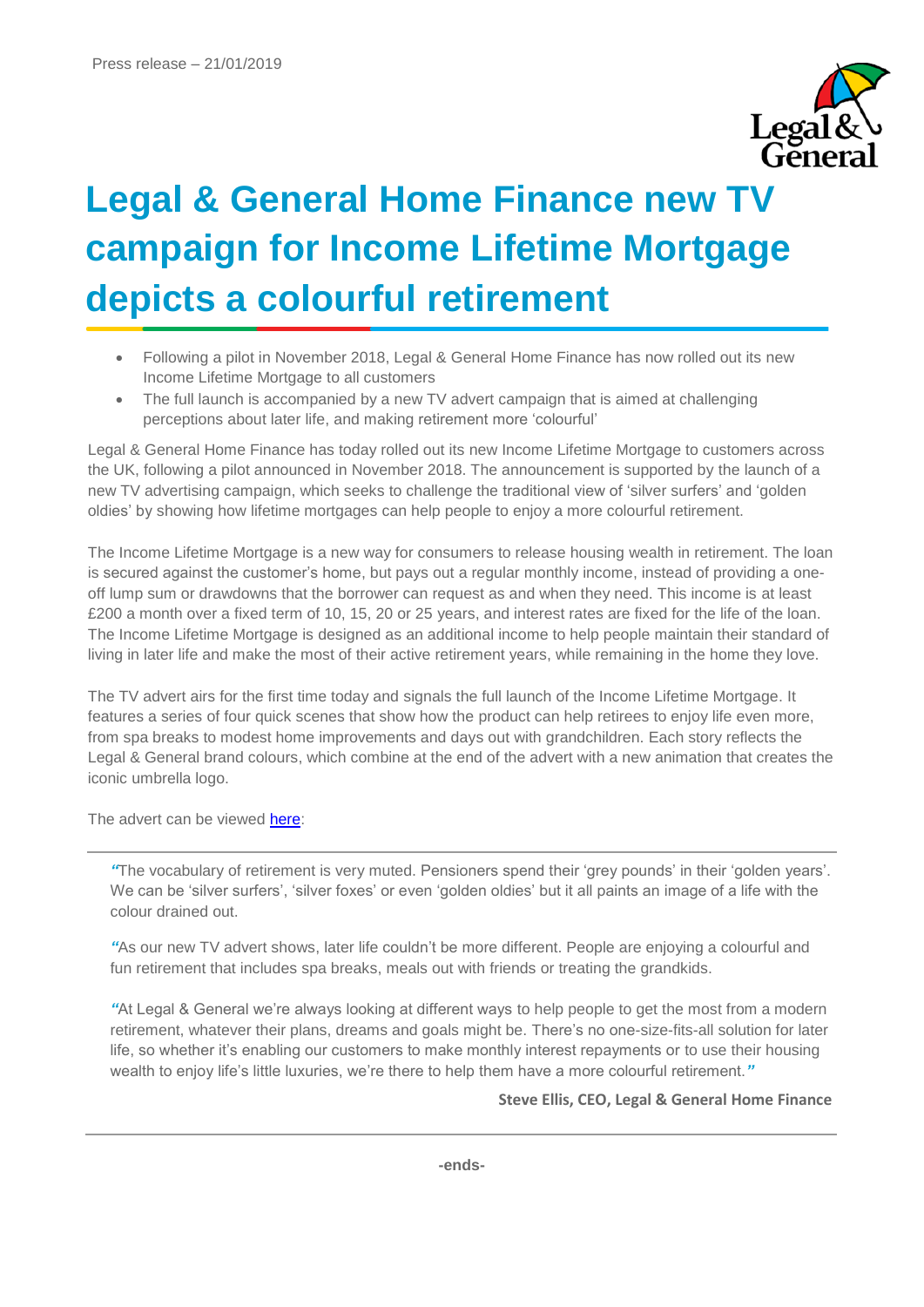Press release – 21/01/2019

# Legal & General Home Finance new TV campaign for Income Lifetime Mortgage depicts a colourful retirement

- Following a pilot in November 2018, Legal & General Home Finance has now rolled out its new Income Lifetime Mortgage to all customers
- The full launch is accompanied by a new TV advert campaign that is aimed at challenging perceptions about later life, and making retirement more 'colourful'

Legal & General Home Finance has today rolled out its new Income Lifetime Mortgage to customers across the UK, following a pilot announced in November 2018. The announcement is supported by the launch of a new TV advertising campaign, which seeks to challenge the traditional view of 'silver surfers' and 'golden oldies' by showing how lifetime mortgages can help people to enjoy a more colourful retirement.

The Income Lifetime Mortgage is a new way for consumers to release housing wealth in retirement. The loan is secured against the customer's home, but pays out a regular monthly income, instead of providing a one-off lump sum or drawdowns that the borrower can request as and when they need. This income is at least £200 a month over a fixed term of 10, 15, 20 or 25 years, and interest rates are fixed for the life of the loan. The Income Lifetime Mortgage is designed as an additional income to help people maintain their standard of living in later life and make the most of their active retirement years, while remaining in the home they love.

The TV advert airs for the first time today and signals the full launch of the Income Lifetime Mortgage. It features a series of four quick scenes that show how the product can help retirees to enjoy life even more, from spa breaks to modest home improvements and days out with grandchildren. Each story reflects the Legal & General brand colours, which combine at the end of the advert with a new animation that creates the iconic umbrella logo.

The advert can be viewed here:

---

> "The vocabulary of retirement is very muted. Pensioners spend their 'grey pounds' in their 'golden years'. We can be 'silver surfers', 'silver foxes' or even 'golden oldies' but it all paints an image of a life with the colour drained out.
>
> "As our new TV advert shows, later life couldn't be more different. People are enjoying a colourful and fun retirement that includes spa breaks, meals out with friends or treating the grandkids.
>
> "At Legal & General we're always looking at different ways to help people to get the most from a modern retirement, whatever their plans, dreams and goals might be. There's no one-size-fits-all solution for later life, so whether it's enabling our customers to make monthly interest repayments or to use their housing wealth to enjoy life's little luxuries, we're there to help them have a more colourful retirement."

**Steve Ellis, CEO, Legal & General Home Finance**

---

**-ends-**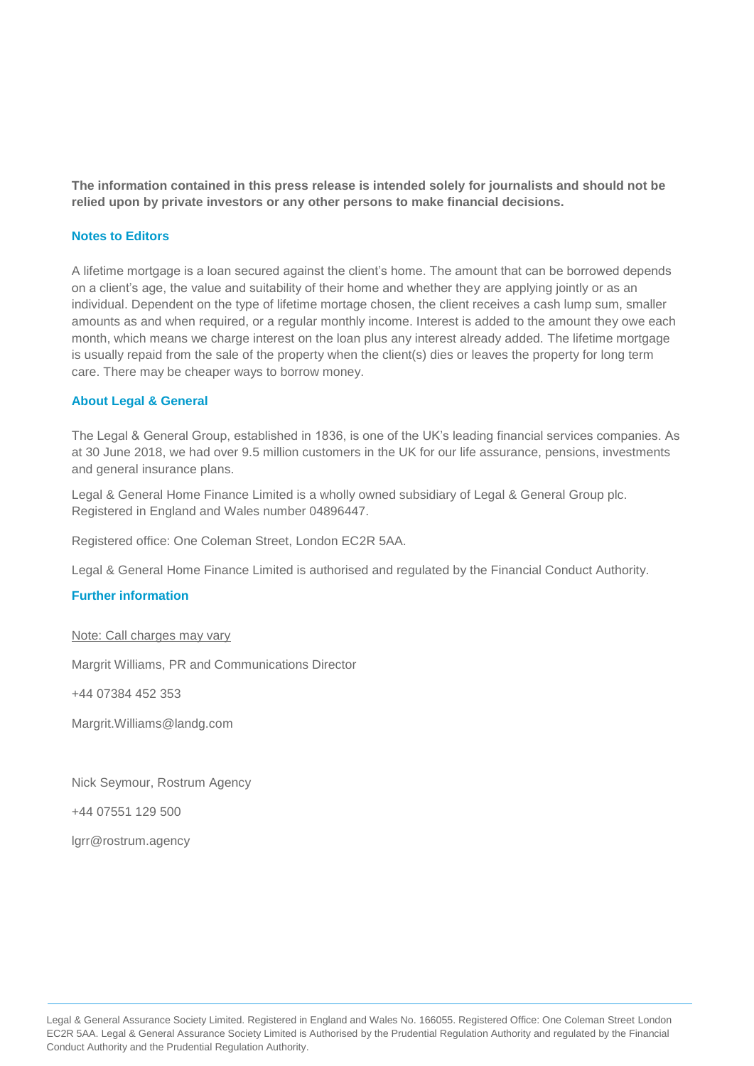**The information contained in this press release is intended solely for journalists and should not be relied upon by private investors or any other persons to make financial decisions.**

## Notes to Editors

A lifetime mortgage is a loan secured against the client's home. The amount that can be borrowed depends on a client's age, the value and suitability of their home and whether they are applying jointly or as an individual. Dependent on the type of lifetime mortage chosen, the client receives a cash lump sum, smaller amounts as and when required, or a regular monthly income. Interest is added to the amount they owe each month, which means we charge interest on the loan plus any interest already added. The lifetime mortgage is usually repaid from the sale of the property when the client(s) dies or leaves the property for long term care. There may be cheaper ways to borrow money.

## About Legal & General

The Legal & General Group, established in 1836, is one of the UK's leading financial services companies. As at 30 June 2018, we had over 9.5 million customers in the UK for our life assurance, pensions, investments and general insurance plans.

Legal & General Home Finance Limited is a wholly owned subsidiary of Legal & General Group plc. Registered in England and Wales number 04896447.

Registered office: One Coleman Street, London EC2R 5AA.

Legal & General Home Finance Limited is authorised and regulated by the Financial Conduct Authority.

## Further information

Note: Call charges may vary

Margrit Williams, PR and Communications Director

+44 07384 452 353

Margrit.Williams@landg.com

Nick Seymour, Rostrum Agency

+44 07551 129 500

lgrr@rostrum.agency

Legal & General Assurance Society Limited. Registered in England and Wales No. 166055. Registered Office: One Coleman Street London EC2R 5AA. Legal & General Assurance Society Limited is Authorised by the Prudential Regulation Authority and regulated by the Financial Conduct Authority and the Prudential Regulation Authority.